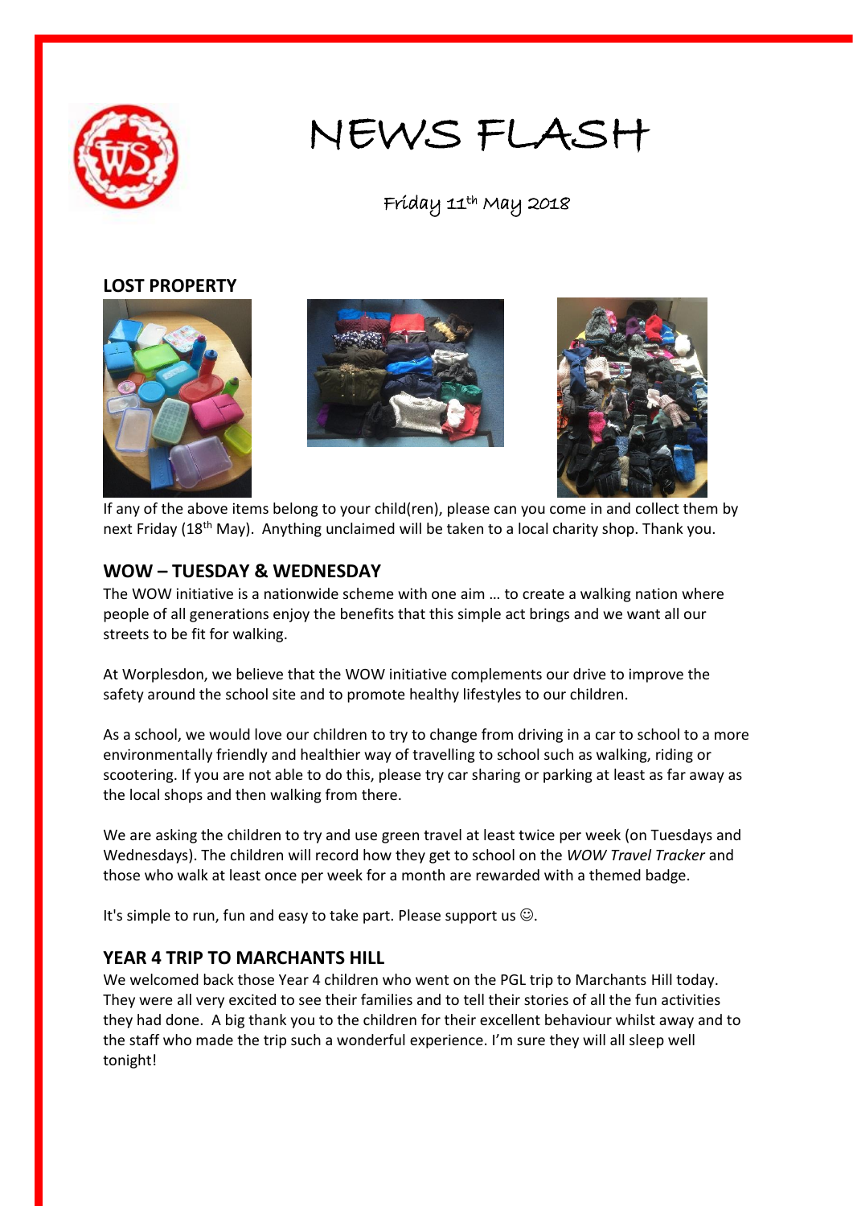# NEWS FLASH

Friday 11th May 2018

## LOST PROPERTY

If any of the above items belong to your child(ren), please can you come in and collect them by next Friday (18th May). Anything unclaimed will be taken to a local charity shop. Thank you.

## WOW – TUESDAY & WEDNESDAY

The WOW initiative is a nationwide scheme with one aim … to create a walking nation where people of all generations enjoy the benefits that this simple act brings and we want all our streets to be fit for walking.

At Worplesdon, we believe that the WOW initiative complements our drive to improve the safety around the school site and to promote healthy lifestyles to our children.

As a school, we would love our children to try to change from driving in a car to school to a more environmentally friendly and healthier way of travelling to school such as walking, riding or scootering. If you are not able to do this, please try car sharing or parking at least as far away as the local shops and then walking from there.

We are asking the children to try and use green travel at least twice per week (on Tuesdays and Wednesdays). The children will record how they get to school on the *WOW Travel Tracker* and those who walk at least once per week for a month are rewarded with a themed badge.

It's simple to run, fun and easy to take part. Please support us ☺.

## YEAR 4 TRIP TO MARCHANTS HILL

We welcomed back those Year 4 children who went on the PGL trip to Marchants Hill today. They were all very excited to see their families and to tell their stories of all the fun activities they had done. A big thank you to the children for their excellent behaviour whilst away and to the staff who made the trip such a wonderful experience. I'm sure they will all sleep well tonight!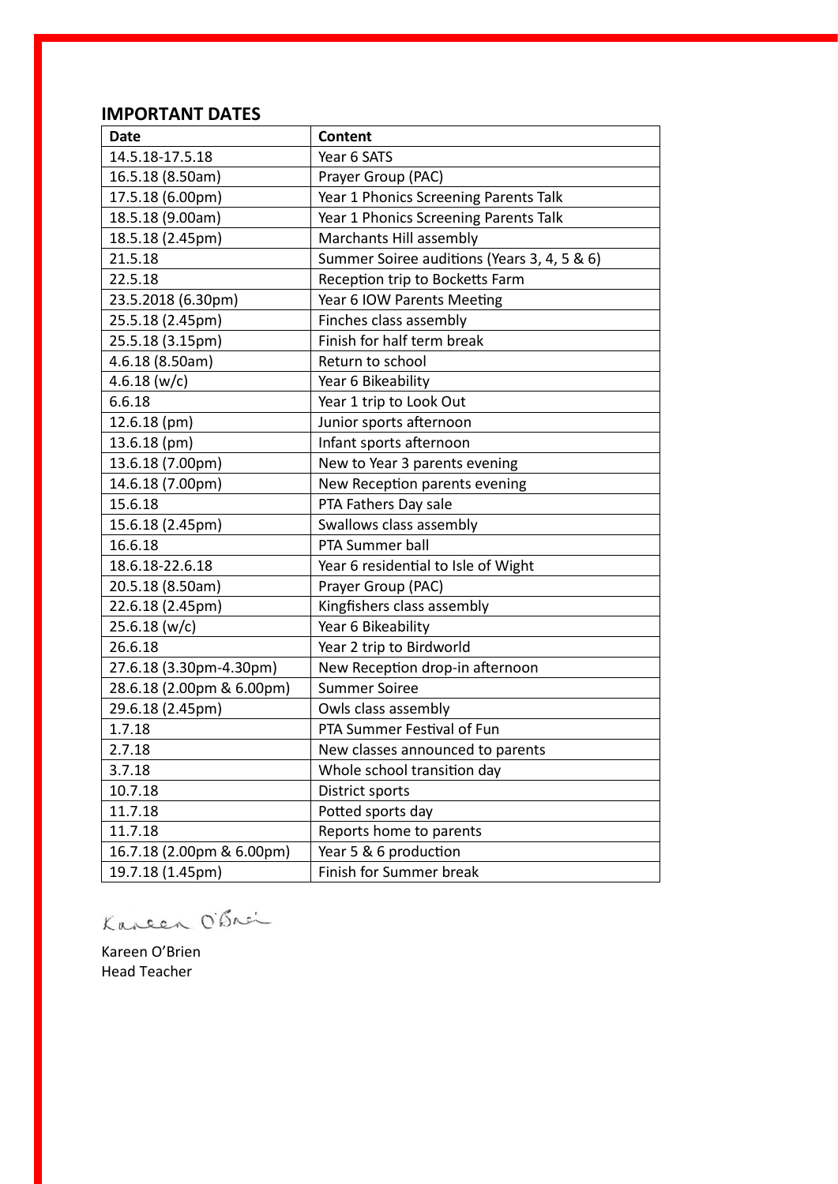## IMPORTANT DATES

| Date | Content |
|---|---|
| 14.5.18-17.5.18 | Year 6 SATS |
| 16.5.18 (8.50am) | Prayer Group (PAC) |
| 17.5.18 (6.00pm) | Year 1 Phonics Screening Parents Talk |
| 18.5.18 (9.00am) | Year 1 Phonics Screening Parents Talk |
| 18.5.18 (2.45pm) | Marchants Hill assembly |
| 21.5.18 | Summer Soiree auditions (Years 3, 4, 5 & 6) |
| 22.5.18 | Reception trip to Bocketts Farm |
| 23.5.2018 (6.30pm) | Year 6 IOW Parents Meeting |
| 25.5.18 (2.45pm) | Finches class assembly |
| 25.5.18 (3.15pm) | Finish for half term break |
| 4.6.18 (8.50am) | Return to school |
| 4.6.18 (w/c) | Year 6 Bikeability |
| 6.6.18 | Year 1 trip to Look Out |
| 12.6.18 (pm) | Junior sports afternoon |
| 13.6.18 (pm) | Infant sports afternoon |
| 13.6.18 (7.00pm) | New to Year 3 parents evening |
| 14.6.18 (7.00pm) | New Reception parents evening |
| 15.6.18 | PTA Fathers Day sale |
| 15.6.18 (2.45pm) | Swallows class assembly |
| 16.6.18 | PTA Summer ball |
| 18.6.18-22.6.18 | Year 6 residential to Isle of Wight |
| 20.5.18 (8.50am) | Prayer Group (PAC) |
| 22.6.18 (2.45pm) | Kingfishers class assembly |
| 25.6.18 (w/c) | Year 6 Bikeability |
| 26.6.18 | Year 2 trip to Birdworld |
| 27.6.18 (3.30pm-4.30pm) | New Reception drop-in afternoon |
| 28.6.18 (2.00pm & 6.00pm) | Summer Soiree |
| 29.6.18 (2.45pm) | Owls class assembly |
| 1.7.18 | PTA Summer Festival of Fun |
| 2.7.18 | New classes announced to parents |
| 3.7.18 | Whole school transition day |
| 10.7.18 | District sports |
| 11.7.18 | Potted sports day |
| 11.7.18 | Reports home to parents |
| 16.7.18 (2.00pm & 6.00pm) | Year 5 & 6 production |
| 19.7.18 (1.45pm) | Finish for Summer break |

Kareen O'Brien

Kareen O'Brien
Head Teacher